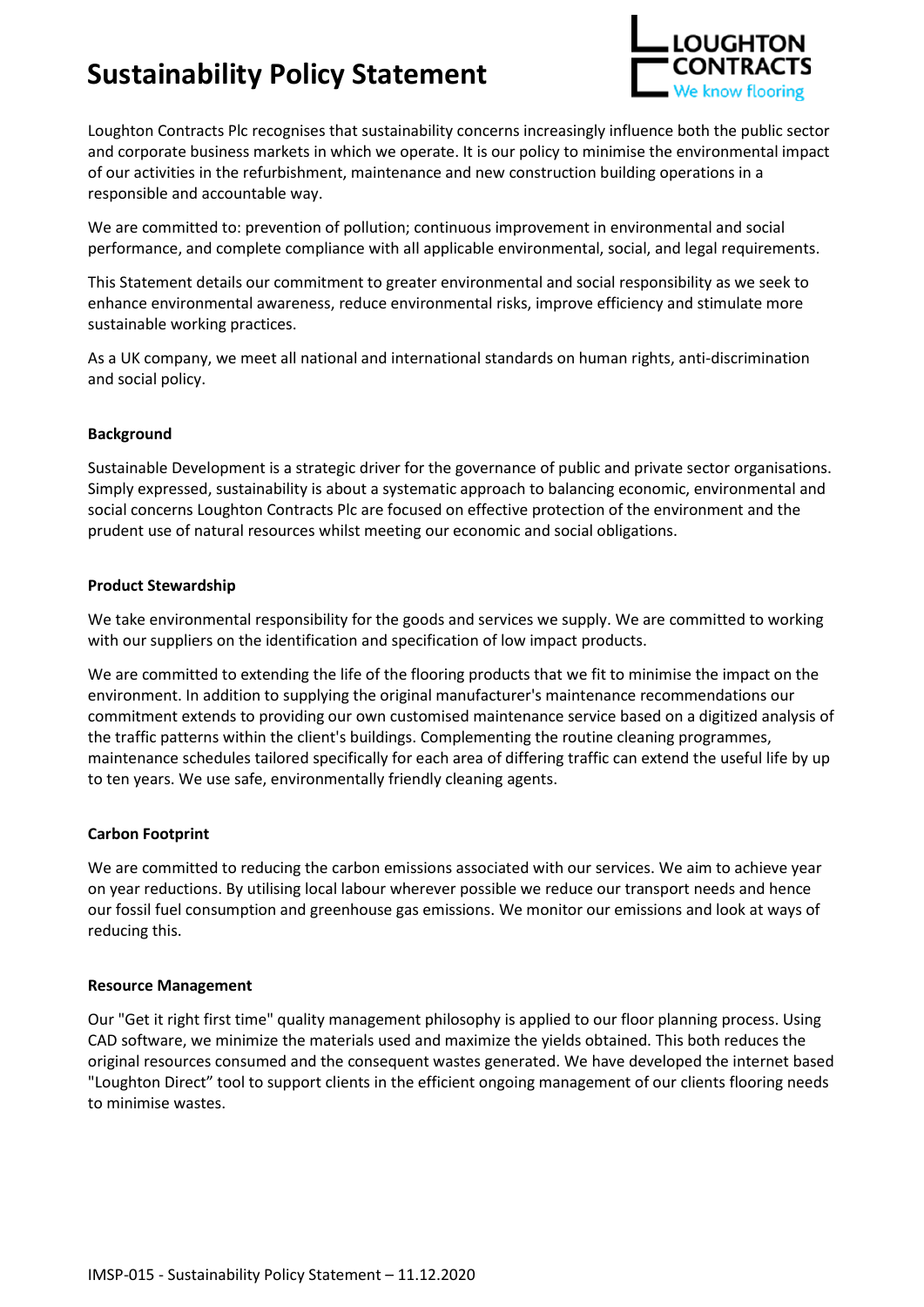# Sustainability Policy Statement

Loughton Contracts Plc recognises that sustainability concerns increasingly influence both the public sector and corporate business markets in which we operate. It is our policy to minimise the environmental impact of our activities in the refurbishment, maintenance and new construction building operations in a responsible and accountable way.

We are committed to: prevention of pollution; continuous improvement in environmental and social performance, and complete compliance with all applicable environmental, social, and legal requirements.

This Statement details our commitment to greater environmental and social responsibility as we seek to enhance environmental awareness, reduce environmental risks, improve efficiency and stimulate more sustainable working practices.

As a UK company, we meet all national and international standards on human rights, anti-discrimination and social policy.

**Background**

Sustainable Development is a strategic driver for the governance of public and private sector organisations. Simply expressed, sustainability is about a systematic approach to balancing economic, environmental and social concerns Loughton Contracts Plc are focused on effective protection of the environment and the prudent use of natural resources whilst meeting our economic and social obligations.

**Product Stewardship**

We take environmental responsibility for the goods and services we supply. We are committed to working with our suppliers on the identification and specification of low impact products.

We are committed to extending the life of the flooring products that we fit to minimise the impact on the environment. In addition to supplying the original manufacturer's maintenance recommendations our commitment extends to providing our own customised maintenance service based on a digitized analysis of the traffic patterns within the client's buildings. Complementing the routine cleaning programmes, maintenance schedules tailored specifically for each area of differing traffic can extend the useful life by up to ten years. We use safe, environmentally friendly cleaning agents.

**Carbon Footprint**

We are committed to reducing the carbon emissions associated with our services. We aim to achieve year on year reductions. By utilising local labour wherever possible we reduce our transport needs and hence our fossil fuel consumption and greenhouse gas emissions. We monitor our emissions and look at ways of reducing this.

**Resource Management**

Our "Get it right first time" quality management philosophy is applied to our floor planning process. Using CAD software, we minimize the materials used and maximize the yields obtained. This both reduces the original resources consumed and the consequent wastes generated. We have developed the internet based "Loughton Direct" tool to support clients in the efficient ongoing management of our clients flooring needs to minimise wastes.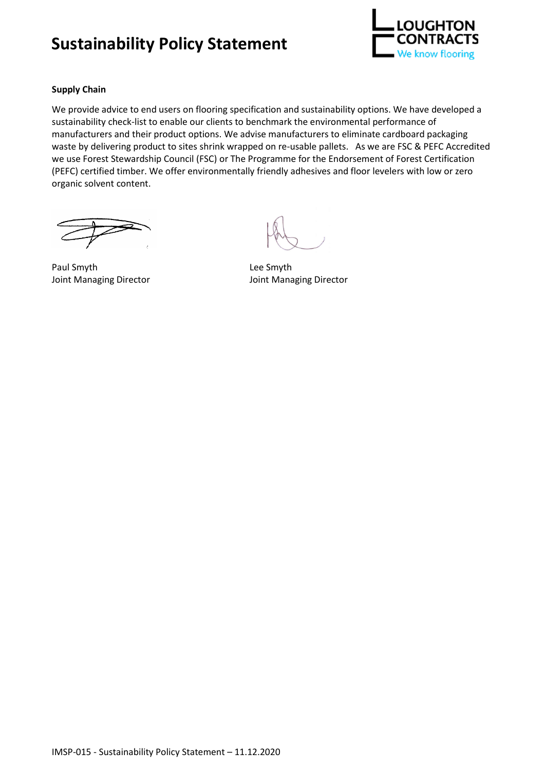# Sustainability Policy Statement

**Supply Chain**

We provide advice to end users on flooring specification and sustainability options. We have developed a sustainability check-list to enable our clients to benchmark the environmental performance of manufacturers and their product options. We advise manufacturers to eliminate cardboard packaging waste by delivering product to sites shrink wrapped on re-usable pallets. As we are FSC & PEFC Accredited we use Forest Stewardship Council (FSC) or The Programme for the Endorsement of Forest Certification (PEFC) certified timber. We offer environmentally friendly adhesives and floor levelers with low or zero organic solvent content.

Paul Smyth
Joint Managing Director

Lee Smyth
Joint Managing Director

IMSP-015 - Sustainability Policy Statement – 11.12.2020